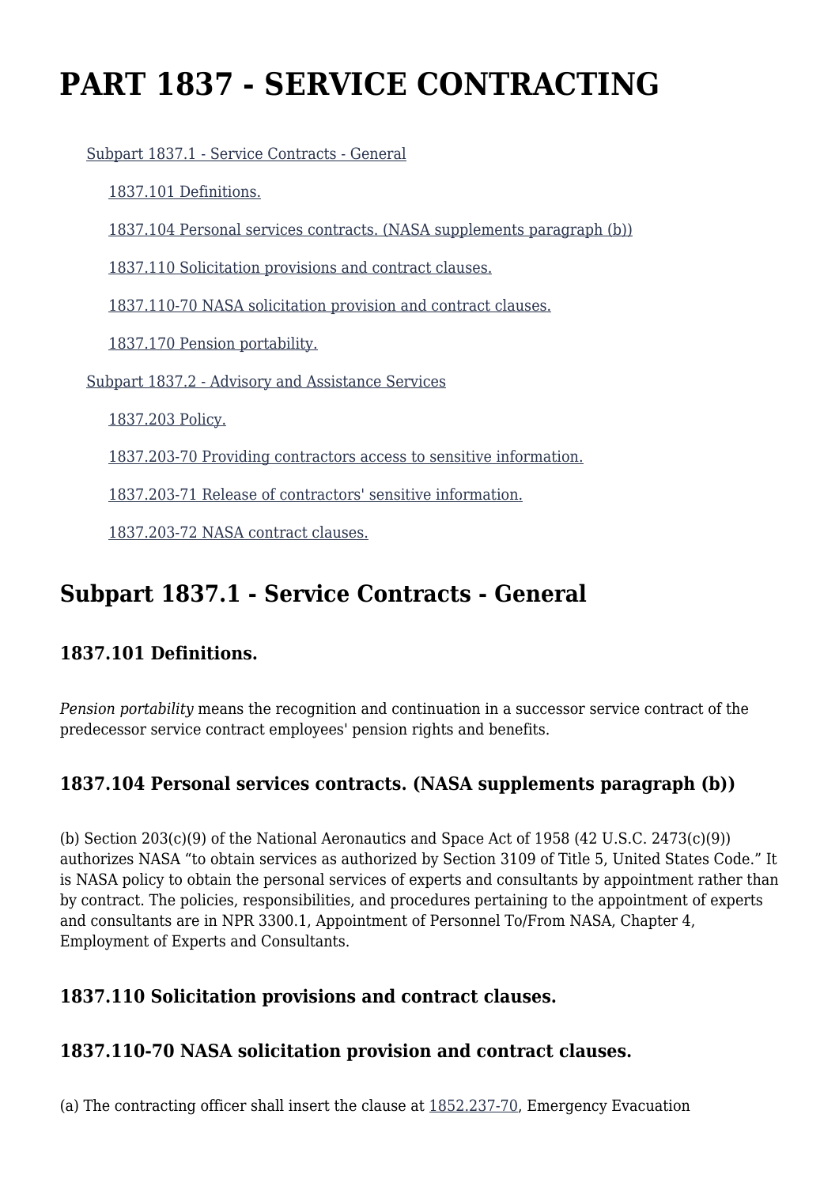# PART 1837 - SERVICE CONTRACTING

Subpart 1837.1 - Service Contracts - General

1837.101 Definitions.

1837.104 Personal services contracts. (NASA supplements paragraph (b))

1837.110 Solicitation provisions and contract clauses.

1837.110-70 NASA solicitation provision and contract clauses.

1837.170 Pension portability.

Subpart 1837.2 - Advisory and Assistance Services

1837.203 Policy.

1837.203-70 Providing contractors access to sensitive information.

1837.203-71 Release of contractors' sensitive information.

1837.203-72 NASA contract clauses.

## Subpart 1837.1 - Service Contracts - General

### 1837.101 Definitions.

*Pension portability* means the recognition and continuation in a successor service contract of the predecessor service contract employees' pension rights and benefits.

### 1837.104 Personal services contracts. (NASA supplements paragraph (b))

(b) Section 203(c)(9) of the National Aeronautics and Space Act of 1958 (42 U.S.C. 2473(c)(9)) authorizes NASA "to obtain services as authorized by Section 3109 of Title 5, United States Code." It is NASA policy to obtain the personal services of experts and consultants by appointment rather than by contract. The policies, responsibilities, and procedures pertaining to the appointment of experts and consultants are in NPR 3300.1, Appointment of Personnel To/From NASA, Chapter 4, Employment of Experts and Consultants.

### 1837.110 Solicitation provisions and contract clauses.

### 1837.110-70 NASA solicitation provision and contract clauses.

(a) The contracting officer shall insert the clause at 1852.237-70, Emergency Evacuation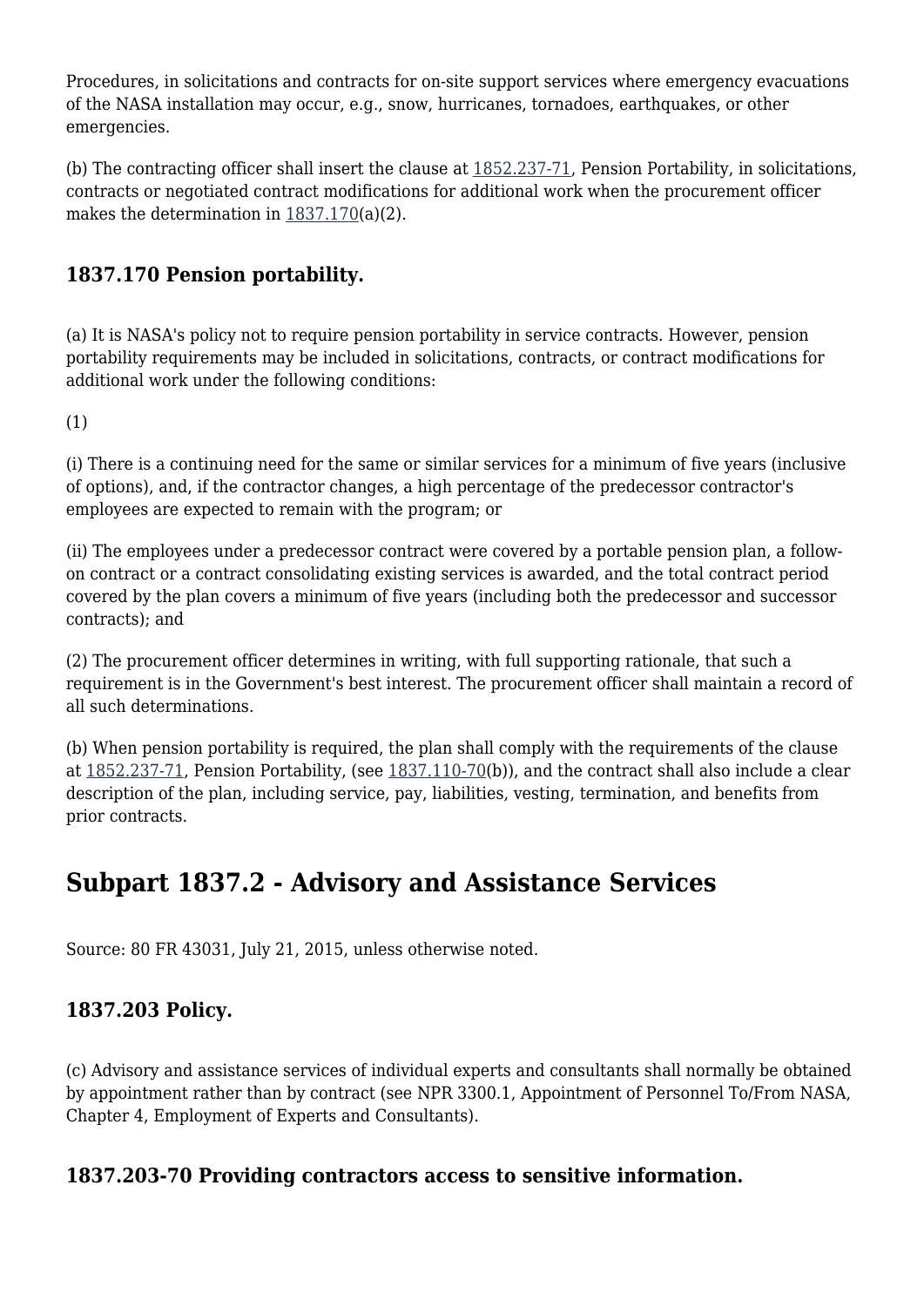Procedures, in solicitations and contracts for on-site support services where emergency evacuations of the NASA installation may occur, e.g., snow, hurricanes, tornadoes, earthquakes, or other emergencies.

(b) The contracting officer shall insert the clause at 1852.237-71, Pension Portability, in solicitations, contracts or negotiated contract modifications for additional work when the procurement officer makes the determination in 1837.170(a)(2).

### 1837.170 Pension portability.

(a) It is NASA's policy not to require pension portability in service contracts. However, pension portability requirements may be included in solicitations, contracts, or contract modifications for additional work under the following conditions:

(1)

(i) There is a continuing need for the same or similar services for a minimum of five years (inclusive of options), and, if the contractor changes, a high percentage of the predecessor contractor's employees are expected to remain with the program; or

(ii) The employees under a predecessor contract were covered by a portable pension plan, a follow-on contract or a contract consolidating existing services is awarded, and the total contract period covered by the plan covers a minimum of five years (including both the predecessor and successor contracts); and

(2) The procurement officer determines in writing, with full supporting rationale, that such a requirement is in the Government's best interest. The procurement officer shall maintain a record of all such determinations.

(b) When pension portability is required, the plan shall comply with the requirements of the clause at 1852.237-71, Pension Portability, (see 1837.110-70(b)), and the contract shall also include a clear description of the plan, including service, pay, liabilities, vesting, termination, and benefits from prior contracts.

## Subpart 1837.2 - Advisory and Assistance Services

Source: 80 FR 43031, July 21, 2015, unless otherwise noted.

### 1837.203 Policy.

(c) Advisory and assistance services of individual experts and consultants shall normally be obtained by appointment rather than by contract (see NPR 3300.1, Appointment of Personnel To/From NASA, Chapter 4, Employment of Experts and Consultants).

### 1837.203-70 Providing contractors access to sensitive information.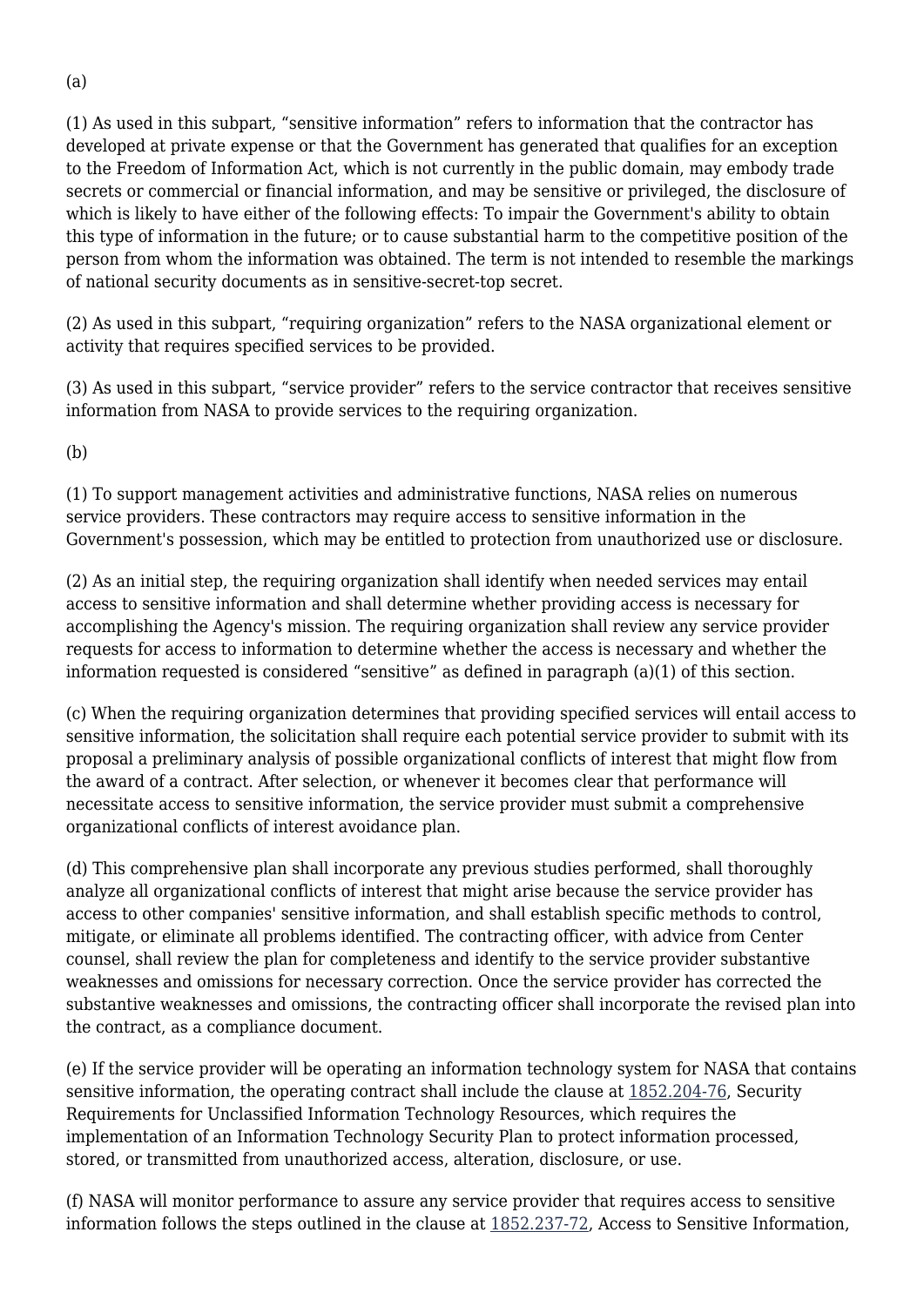(a)

(1) As used in this subpart, “sensitive information” refers to information that the contractor has developed at private expense or that the Government has generated that qualifies for an exception to the Freedom of Information Act, which is not currently in the public domain, may embody trade secrets or commercial or financial information, and may be sensitive or privileged, the disclosure of which is likely to have either of the following effects: To impair the Government's ability to obtain this type of information in the future; or to cause substantial harm to the competitive position of the person from whom the information was obtained. The term is not intended to resemble the markings of national security documents as in sensitive-secret-top secret.

(2) As used in this subpart, “requiring organization” refers to the NASA organizational element or activity that requires specified services to be provided.

(3) As used in this subpart, “service provider” refers to the service contractor that receives sensitive information from NASA to provide services to the requiring organization.

(b)

(1) To support management activities and administrative functions, NASA relies on numerous service providers. These contractors may require access to sensitive information in the Government's possession, which may be entitled to protection from unauthorized use or disclosure.

(2) As an initial step, the requiring organization shall identify when needed services may entail access to sensitive information and shall determine whether providing access is necessary for accomplishing the Agency's mission. The requiring organization shall review any service provider requests for access to information to determine whether the access is necessary and whether the information requested is considered “sensitive” as defined in paragraph (a)(1) of this section.

(c) When the requiring organization determines that providing specified services will entail access to sensitive information, the solicitation shall require each potential service provider to submit with its proposal a preliminary analysis of possible organizational conflicts of interest that might flow from the award of a contract. After selection, or whenever it becomes clear that performance will necessitate access to sensitive information, the service provider must submit a comprehensive organizational conflicts of interest avoidance plan.

(d) This comprehensive plan shall incorporate any previous studies performed, shall thoroughly analyze all organizational conflicts of interest that might arise because the service provider has access to other companies' sensitive information, and shall establish specific methods to control, mitigate, or eliminate all problems identified. The contracting officer, with advice from Center counsel, shall review the plan for completeness and identify to the service provider substantive weaknesses and omissions for necessary correction. Once the service provider has corrected the substantive weaknesses and omissions, the contracting officer shall incorporate the revised plan into the contract, as a compliance document.

(e) If the service provider will be operating an information technology system for NASA that contains sensitive information, the operating contract shall include the clause at 1852.204-76, Security Requirements for Unclassified Information Technology Resources, which requires the implementation of an Information Technology Security Plan to protect information processed, stored, or transmitted from unauthorized access, alteration, disclosure, or use.

(f) NASA will monitor performance to assure any service provider that requires access to sensitive information follows the steps outlined in the clause at 1852.237-72, Access to Sensitive Information,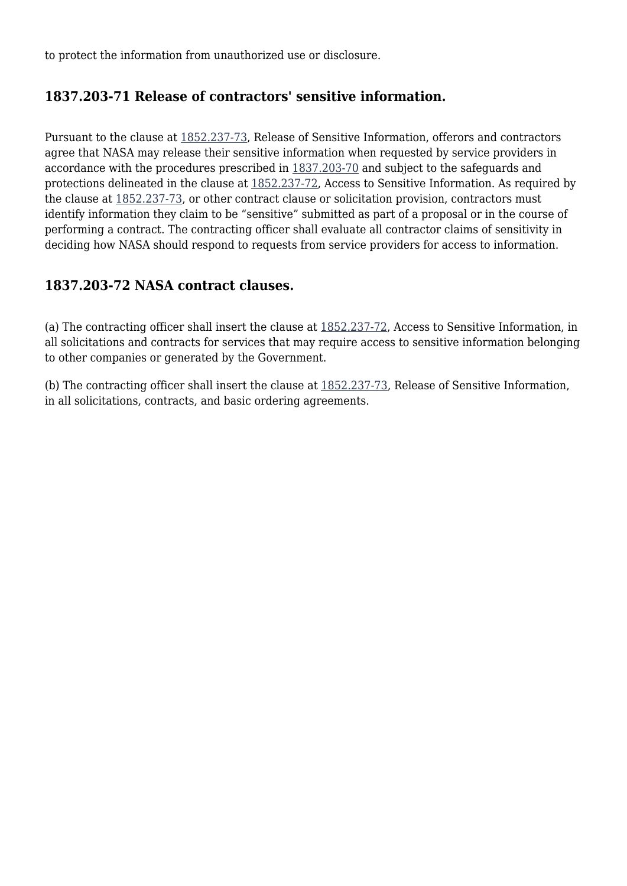to protect the information from unauthorized use or disclosure.

### 1837.203-71 Release of contractors' sensitive information.

Pursuant to the clause at 1852.237-73, Release of Sensitive Information, offerors and contractors agree that NASA may release their sensitive information when requested by service providers in accordance with the procedures prescribed in 1837.203-70 and subject to the safeguards and protections delineated in the clause at 1852.237-72, Access to Sensitive Information. As required by the clause at 1852.237-73, or other contract clause or solicitation provision, contractors must identify information they claim to be “sensitive” submitted as part of a proposal or in the course of performing a contract. The contracting officer shall evaluate all contractor claims of sensitivity in deciding how NASA should respond to requests from service providers for access to information.

### 1837.203-72 NASA contract clauses.

(a) The contracting officer shall insert the clause at 1852.237-72, Access to Sensitive Information, in all solicitations and contracts for services that may require access to sensitive information belonging to other companies or generated by the Government.

(b) The contracting officer shall insert the clause at 1852.237-73, Release of Sensitive Information, in all solicitations, contracts, and basic ordering agreements.